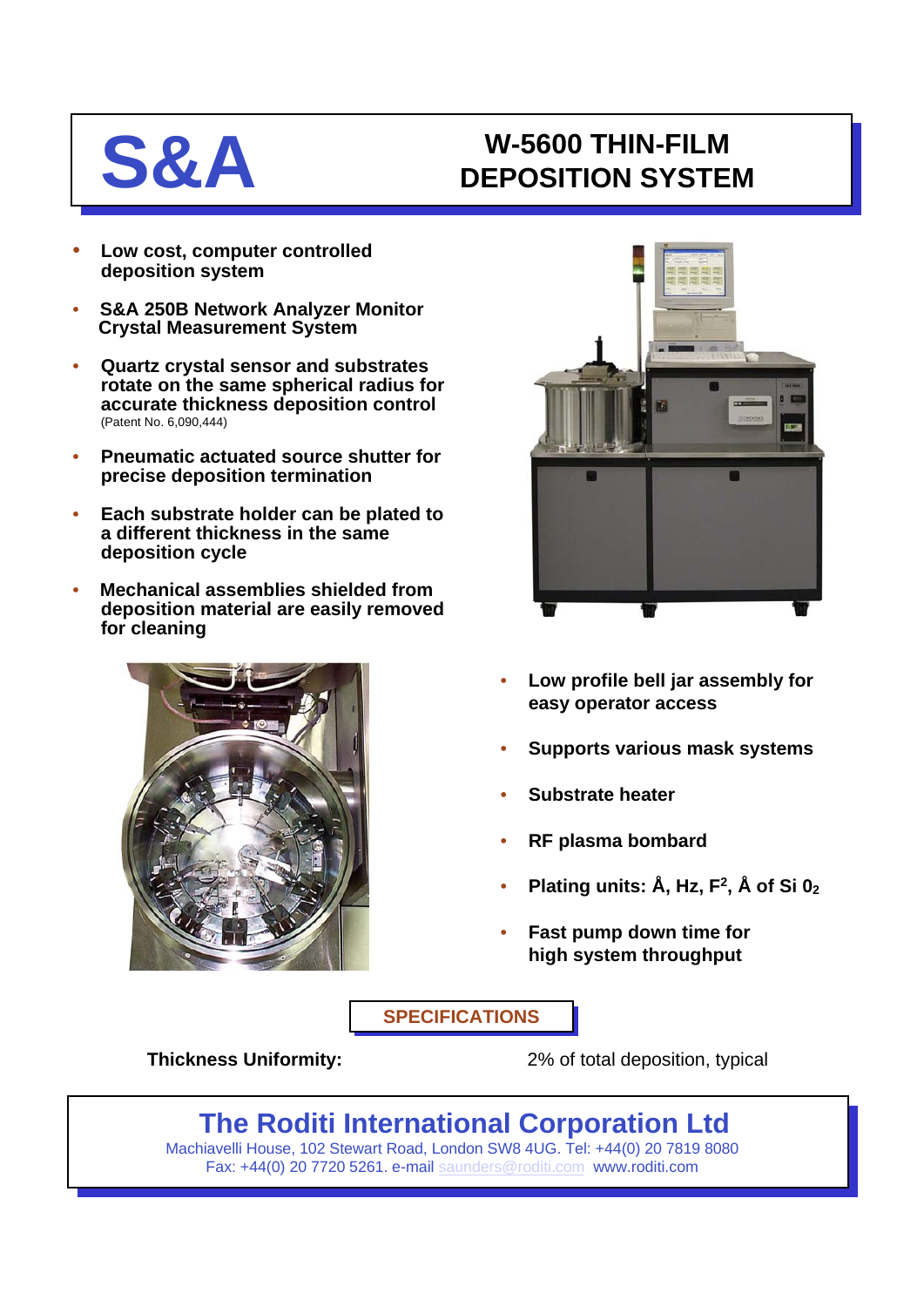# S&A

# W-5600 THIN-FILM DEPOSITION SYSTEM

- **Low cost, computer controlled deposition system**
- **S&A 250B Network Analyzer Monitor Crystal Measurement System**
- **Quartz crystal sensor and substrates rotate on the same spherical radius for accurate thickness deposition control** (Patent No. 6,090,444)
- **Pneumatic actuated source shutter for precise deposition termination**
- **Each substrate holder can be plated to a different thickness in the same deposition cycle**
- **Mechanical assemblies shielded from deposition material are easily removed for cleaning**
- **Low profile bell jar assembly for easy operator access**
- **Supports various mask systems**
- **Substrate heater**
- **RF plasma bombard**
- **Plating units: Å, Hz, $F^2$, Å of Si $0_2$**
- **Fast pump down time for high system throughput**

## SPECIFICATIONS

| | |
|---|---|
| **Thickness Uniformity:** | 2% of total deposition, typical |

## The Roditi International Corporation Ltd

Machiavelli House, 102 Stewart Road, London SW8 4UG. Tel: +44(0) 20 7819 8080
Fax: +44(0) 20 7720 5261. e-mail saunders@roditi.com www.roditi.com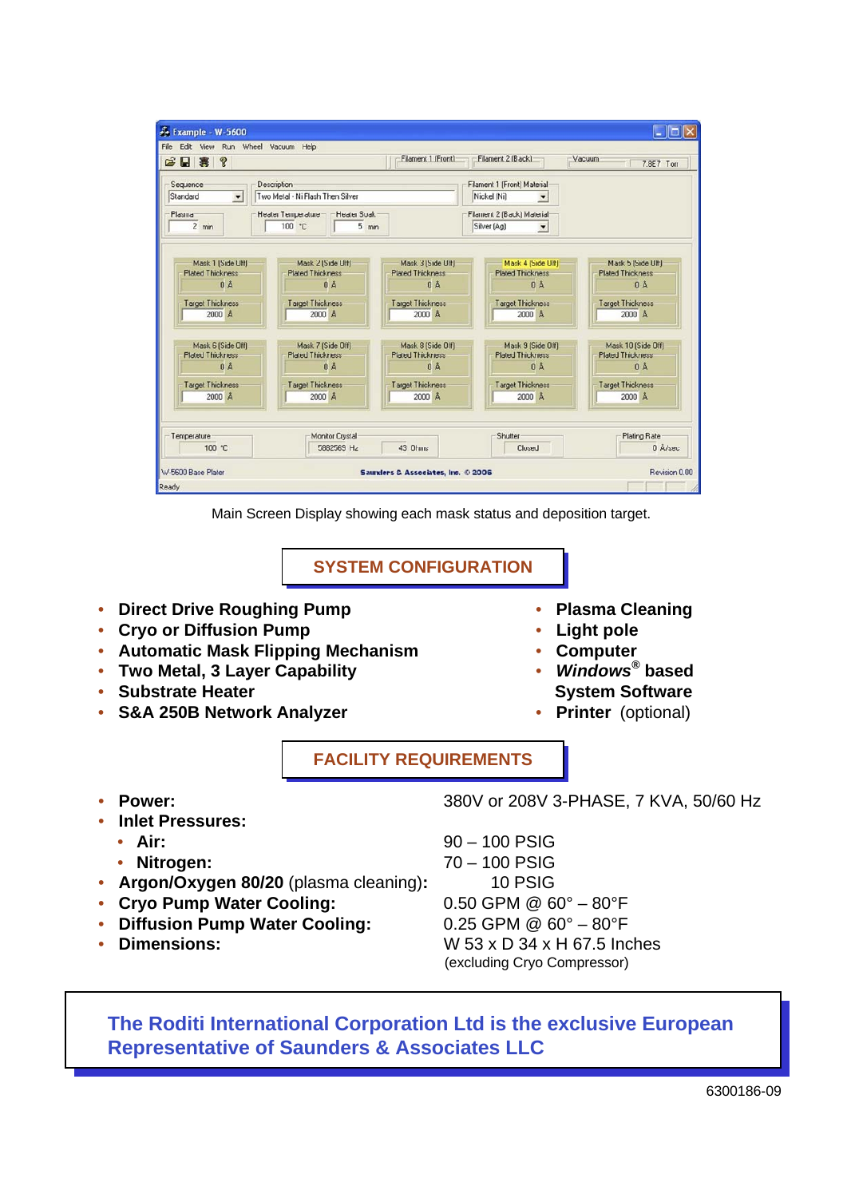Main Screen Display showing each mask status and deposition target.

## SYSTEM CONFIGURATION

- **Direct Drive Roughing Pump**
- **Cryo or Diffusion Pump**
- **Automatic Mask Flipping Mechanism**
- **Two Metal, 3 Layer Capability**
- **Substrate Heater**
- **S&A 250B Network Analyzer**
- **Plasma Cleaning**
- **Light pole**
- **Computer**
- ***Windows®* based System Software**
- **Printer** (optional)

## FACILITY REQUIREMENTS

- **Power:** 380V or 208V 3-PHASE, 7 KVA, 50/60 Hz
- **Inlet Pressures:**
  - **Air:** 90 – 100 PSIG
  - **Nitrogen:** 70 – 100 PSIG
- **Argon/Oxygen 80/20** (plasma cleaning)**:** 10 PSIG
- **Cryo Pump Water Cooling:** 0.50 GPM @ 60° – 80°F
- **Diffusion Pump Water Cooling:** 0.25 GPM @ 60° – 80°F
- **Dimensions:** W 53 x D 34 x H 67.5 Inches (excluding Cryo Compressor)

**The Roditi International Corporation Ltd is the exclusive European Representative of Saunders & Associates LLC**

6300186-09